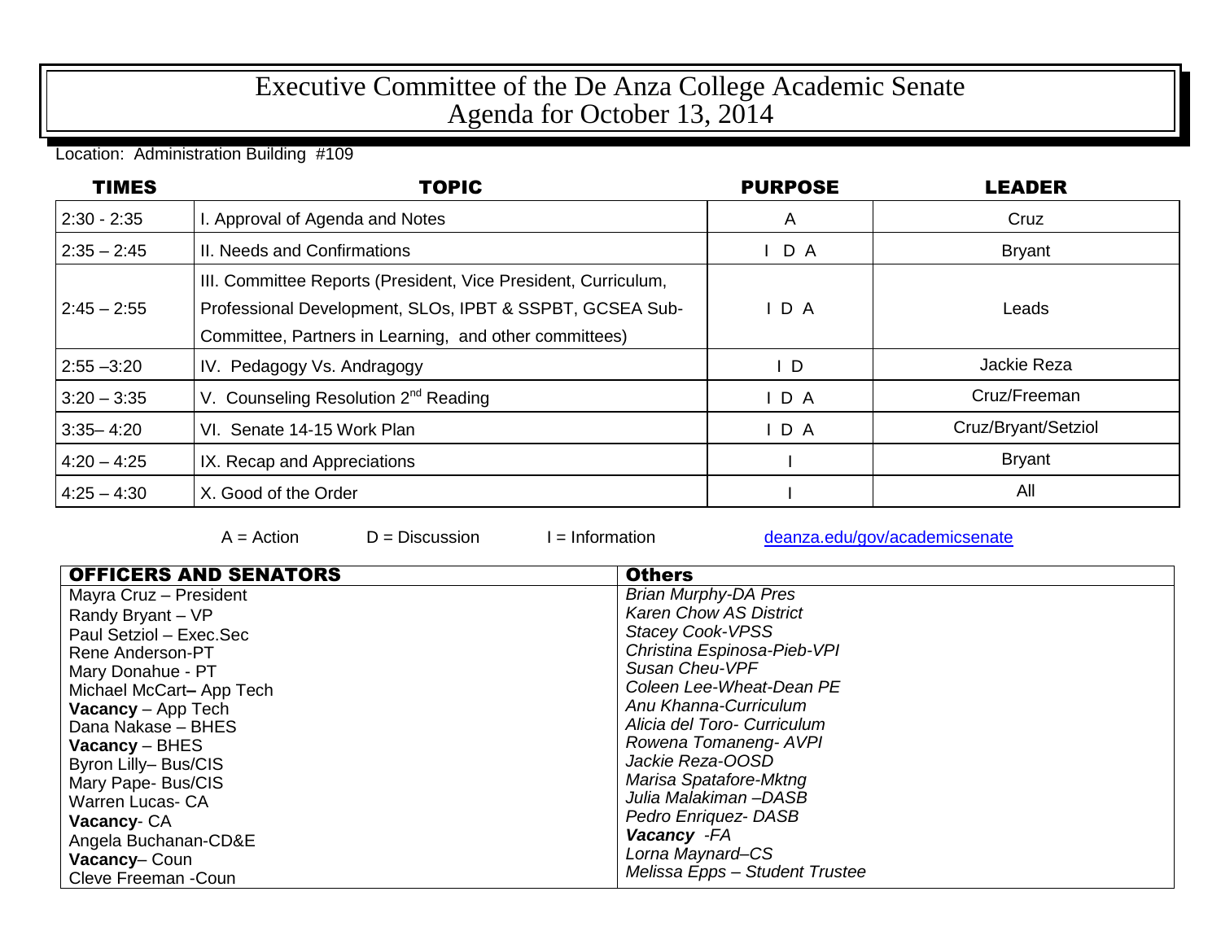# Executive Committee of the De Anza College Academic Senate
# Agenda for October 13, 2014

Location: Administration Building #109

| TIMES | TOPIC | PURPOSE | LEADER |
|---|---|---|---|
| 2:30 - 2:35 | I. Approval of Agenda and Notes | A | Cruz |
| 2:35 – 2:45 | II. Needs and Confirmations | I D A | Bryant |
| 2:45 – 2:55 | III. Committee Reports (President, Vice President, Curriculum, Professional Development, SLOs, IPBT & SSPBT, GCSEA Sub-Committee, Partners in Learning, and other committees) | I D A | Leads |
| 2:55 –3:20 | IV. Pedagogy Vs. Andragogy | I D | Jackie Reza |
| 3:20 – 3:35 | V. Counseling Resolution 2nd Reading | I D A | Cruz/Freeman |
| 3:35– 4:20 | VI. Senate 14-15 Work Plan | I D A | Cruz/Bryant/Setziol |
| 4:20 – 4:25 | IX. Recap and Appreciations | I | Bryant |
| 4:25 – 4:30 | X. Good of the Order | I | All |

A = Action D = Discussion I = Information deanza.edu/gov/academicsenate

| OFFICERS AND SENATORS | Others |
|---|---|
| Mayra Cruz – President | *Brian Murphy-DA Pres* |
| Randy Bryant – VP | *Karen Chow AS District* |
| Paul Setziol – Exec.Sec | *Stacey Cook-VPSS* |
| Rene Anderson-PT | *Christina Espinosa-Pieb-VPI* |
| Mary Donahue - PT | *Susan Cheu-VPF* |
| Michael McCart– App Tech | *Coleen Lee-Wheat-Dean PE* |
| **Vacancy** – App Tech | *Anu Khanna-Curriculum* |
| Dana Nakase – BHES | *Alicia del Toro- Curriculum* |
| **Vacancy** – BHES | *Rowena Tomaneng- AVPI* |
| Byron Lilly– Bus/CIS | *Jackie Reza-OOSD* |
| Mary Pape- Bus/CIS | *Marisa Spatafore-Mktng* |
| Warren Lucas- CA | *Julia Malakiman –DASB* |
| **Vacancy**- CA | *Pedro Enriquez- DASB* |
| Angela Buchanan-CD&E | ***Vacancy** -FA* |
| **Vacancy**– Coun | *Lorna Maynard–CS* |
| Cleve Freeman -Coun | *Melissa Epps – Student Trustee* |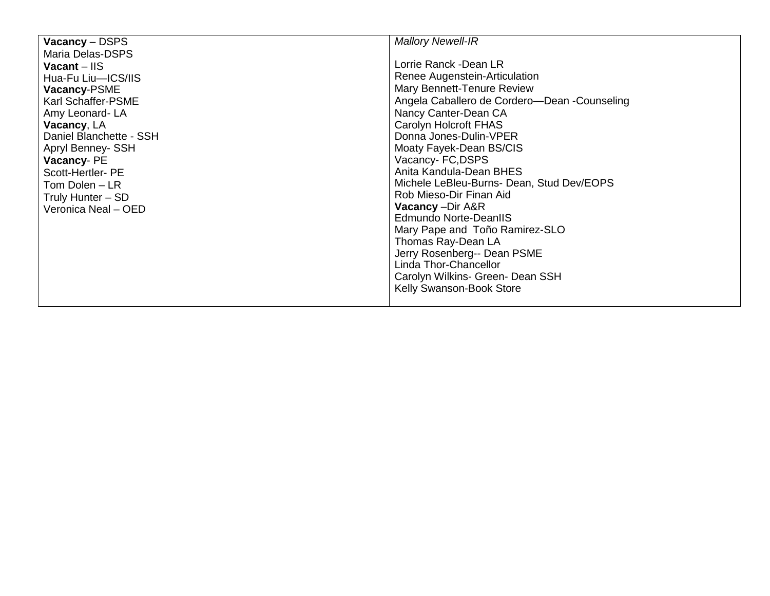| | |
|---|---|
| **Vacancy** – DSPS<br>Maria Delas-DSPS<br>**Vacant** – IIS<br>Hua-Fu Liu—ICS/IIS<br>**Vacancy**-PSME<br>Karl Schaffer-PSME<br>Amy Leonard- LA<br>**Vacancy**, LA<br>Daniel Blanchette - SSH<br>Apryl Benney- SSH<br>**Vacancy**- PE<br>Scott-Hertler- PE<br>Tom Dolen – LR<br>Truly Hunter – SD<br>Veronica Neal – OED | *Mallory Newell-IR*<br><br>Lorrie Ranck -Dean LR<br>Renee Augenstein-Articulation<br>Mary Bennett-Tenure Review<br>Angela Caballero de Cordero—Dean -Counseling<br>Nancy Canter-Dean CA<br>Carolyn Holcroft FHAS<br>Donna Jones-Dulin-VPER<br>Moaty Fayek-Dean BS/CIS<br>Vacancy- FC,DSPS<br>Anita Kandula-Dean BHES<br>Michele LeBleu-Burns- Dean, Stud Dev/EOPS<br>Rob Mieso-Dir Finan Aid<br>**Vacancy** –Dir A&R<br>Edmundo Norte-DeanIIS<br>Mary Pape and Toño Ramirez-SLO<br>Thomas Ray-Dean LA<br>Jerry Rosenberg-- Dean PSME<br>Linda Thor-Chancellor<br>Carolyn Wilkins- Green- Dean SSH<br>Kelly Swanson-Book Store |